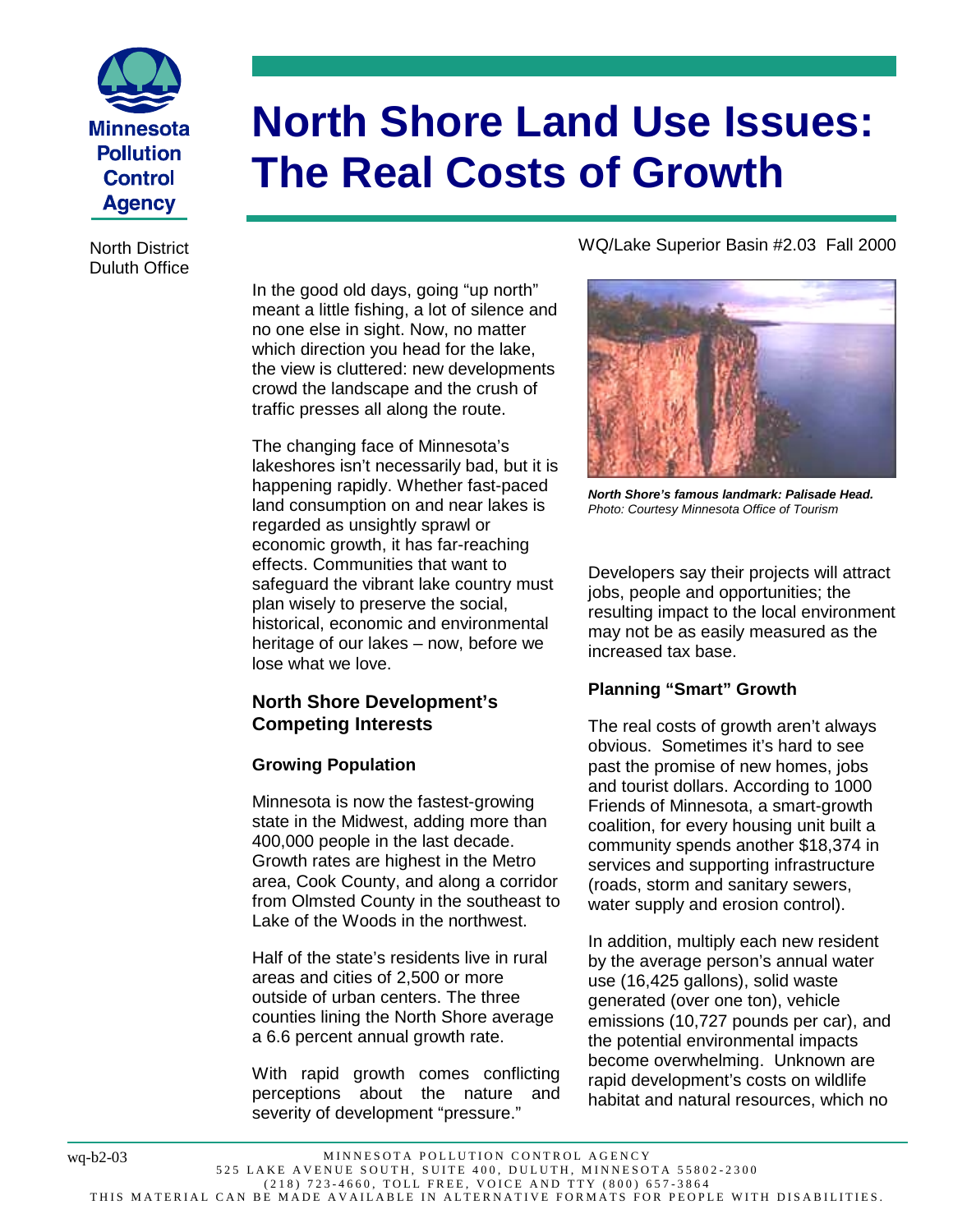Minnesota Pollution Control Agency

# North Shore Land Use Issues: The Real Costs of Growth

North District
Duluth Office

WQ/Lake Superior Basin #2.03 Fall 2000

In the good old days, going "up north" meant a little fishing, a lot of silence and no one else in sight. Now, no matter which direction you head for the lake, the view is cluttered: new developments crowd the landscape and the crush of traffic presses all along the route.

The changing face of Minnesota's lakeshores isn't necessarily bad, but it is happening rapidly. Whether fast-paced land consumption on and near lakes is regarded as unsightly sprawl or economic growth, it has far-reaching effects. Communities that want to safeguard the vibrant lake country must plan wisely to preserve the social, historical, economic and environmental heritage of our lakes – now, before we lose what we love.

## North Shore Development's Competing Interests

### Growing Population

Minnesota is now the fastest-growing state in the Midwest, adding more than 400,000 people in the last decade. Growth rates are highest in the Metro area, Cook County, and along a corridor from Olmsted County in the southeast to Lake of the Woods in the northwest.

Half of the state's residents live in rural areas and cities of 2,500 or more outside of urban centers. The three counties lining the North Shore average a 6.6 percent annual growth rate.

With rapid growth comes conflicting perceptions about the nature and severity of development "pressure."

***North Shore's famous landmark: Palisade Head.***
*Photo: Courtesy Minnesota Office of Tourism*

Developers say their projects will attract jobs, people and opportunities; the resulting impact to the local environment may not be as easily measured as the increased tax base.

### Planning "Smart" Growth

The real costs of growth aren't always obvious. Sometimes it's hard to see past the promise of new homes, jobs and tourist dollars. According to 1000 Friends of Minnesota, a smart-growth coalition, for every housing unit built a community spends another $18,374 in services and supporting infrastructure (roads, storm and sanitary sewers, water supply and erosion control).

In addition, multiply each new resident by the average person's annual water use (16,425 gallons), solid waste generated (over one ton), vehicle emissions (10,727 pounds per car), and the potential environmental impacts become overwhelming. Unknown are rapid development's costs on wildlife habitat and natural resources, which no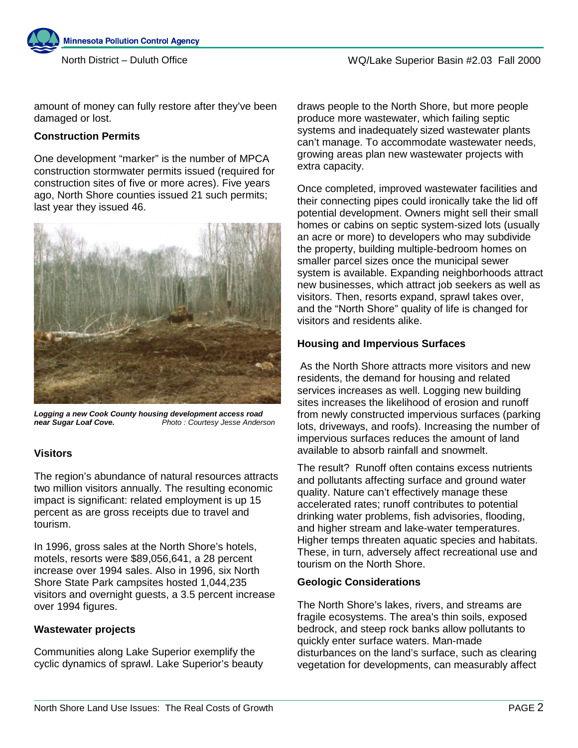amount of money can fully restore after they've been damaged or lost.

### Construction Permits

One development "marker" is the number of MPCA construction stormwater permits issued (required for construction sites of five or more acres). Five years ago, North Shore counties issued 21 such permits; last year they issued 46.

***Logging a new Cook County housing development access road near Sugar Loaf Cove.*** *Photo : Courtesy Jesse Anderson*

### Visitors

The region's abundance of natural resources attracts two million visitors annually. The resulting economic impact is significant: related employment is up 15 percent as are gross receipts due to travel and tourism.

In 1996, gross sales at the North Shore's hotels, motels, resorts were $89,056,641, a 28 percent increase over 1994 sales. Also in 1996, six North Shore State Park campsites hosted 1,044,235 visitors and overnight guests, a 3.5 percent increase over 1994 figures.

### Wastewater projects

Communities along Lake Superior exemplify the cyclic dynamics of sprawl. Lake Superior's beauty draws people to the North Shore, but more people produce more wastewater, which failing septic systems and inadequately sized wastewater plants can't manage. To accommodate wastewater needs, growing areas plan new wastewater projects with extra capacity.

Once completed, improved wastewater facilities and their connecting pipes could ironically take the lid off potential development. Owners might sell their small homes or cabins on septic system-sized lots (usually an acre or more) to developers who may subdivide the property, building multiple-bedroom homes on smaller parcel sizes once the municipal sewer system is available. Expanding neighborhoods attract new businesses, which attract job seekers as well as visitors. Then, resorts expand, sprawl takes over, and the "North Shore" quality of life is changed for visitors and residents alike.

### Housing and Impervious Surfaces

As the North Shore attracts more visitors and new residents, the demand for housing and related services increases as well. Logging new building sites increases the likelihood of erosion and runoff from newly constructed impervious surfaces (parking lots, driveways, and roofs). Increasing the number of impervious surfaces reduces the amount of land available to absorb rainfall and snowmelt.

The result? Runoff often contains excess nutrients and pollutants affecting surface and ground water quality. Nature can't effectively manage these accelerated rates; runoff contributes to potential drinking water problems, fish advisories, flooding, and higher stream and lake-water temperatures. Higher temps threaten aquatic species and habitats. These, in turn, adversely affect recreational use and tourism on the North Shore.

### Geologic Considerations

The North Shore's lakes, rivers, and streams are fragile ecosystems. The area's thin soils, exposed bedrock, and steep rock banks allow pollutants to quickly enter surface waters. Man-made disturbances on the land's surface, such as clearing vegetation for developments, can measurably affect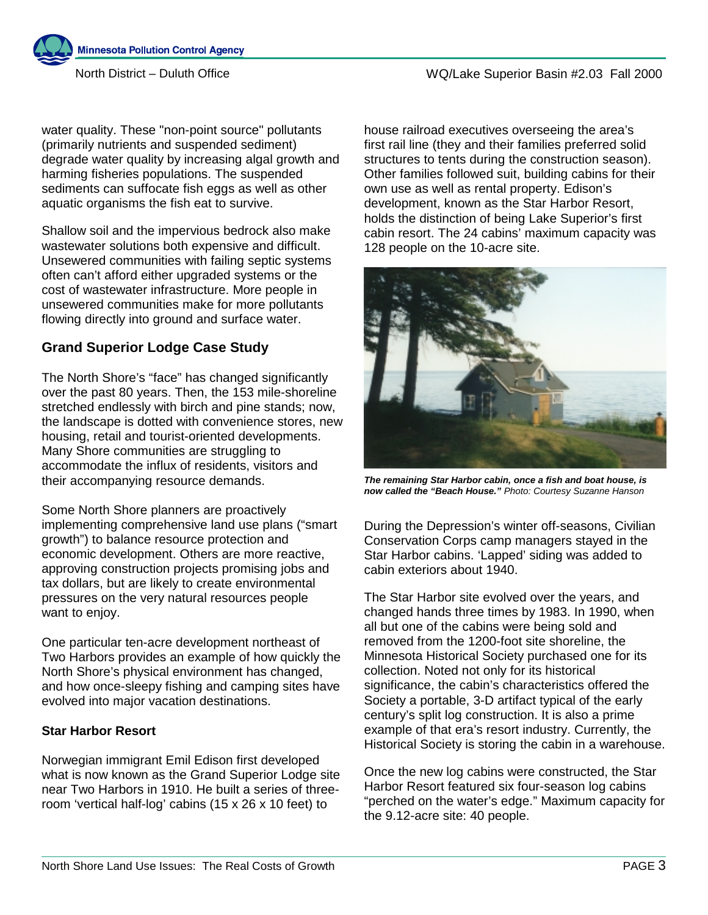water quality. These "non-point source" pollutants (primarily nutrients and suspended sediment) degrade water quality by increasing algal growth and harming fisheries populations. The suspended sediments can suffocate fish eggs as well as other aquatic organisms the fish eat to survive.

Shallow soil and the impervious bedrock also make wastewater solutions both expensive and difficult. Unsewered communities with failing septic systems often can't afford either upgraded systems or the cost of wastewater infrastructure. More people in unsewered communities make for more pollutants flowing directly into ground and surface water.

## Grand Superior Lodge Case Study

The North Shore's "face" has changed significantly over the past 80 years. Then, the 153 mile-shoreline stretched endlessly with birch and pine stands; now, the landscape is dotted with convenience stores, new housing, retail and tourist-oriented developments. Many Shore communities are struggling to accommodate the influx of residents, visitors and their accompanying resource demands.

Some North Shore planners are proactively implementing comprehensive land use plans ("smart growth") to balance resource protection and economic development. Others are more reactive, approving construction projects promising jobs and tax dollars, but are likely to create environmental pressures on the very natural resources people want to enjoy.

One particular ten-acre development northeast of Two Harbors provides an example of how quickly the North Shore's physical environment has changed, and how once-sleepy fishing and camping sites have evolved into major vacation destinations.

### Star Harbor Resort

Norwegian immigrant Emil Edison first developed what is now known as the Grand Superior Lodge site near Two Harbors in 1910. He built a series of three-room 'vertical half-log' cabins (15 x 26 x 10 feet) to house railroad executives overseeing the area's first rail line (they and their families preferred solid structures to tents during the construction season). Other families followed suit, building cabins for their own use as well as rental property. Edison's development, known as the Star Harbor Resort, holds the distinction of being Lake Superior's first cabin resort. The 24 cabins' maximum capacity was 128 people on the 10-acre site.

***The remaining Star Harbor cabin, once a fish and boat house, is now called the "Beach House."*** *Photo: Courtesy Suzanne Hanson*

During the Depression's winter off-seasons, Civilian Conservation Corps camp managers stayed in the Star Harbor cabins. 'Lapped' siding was added to cabin exteriors about 1940.

The Star Harbor site evolved over the years, and changed hands three times by 1983. In 1990, when all but one of the cabins were being sold and removed from the 1200-foot site shoreline, the Minnesota Historical Society purchased one for its collection. Noted not only for its historical significance, the cabin's characteristics offered the Society a portable, 3-D artifact typical of the early century's split log construction. It is also a prime example of that era's resort industry. Currently, the Historical Society is storing the cabin in a warehouse.

Once the new log cabins were constructed, the Star Harbor Resort featured six four-season log cabins "perched on the water's edge." Maximum capacity for the 9.12-acre site: 40 people.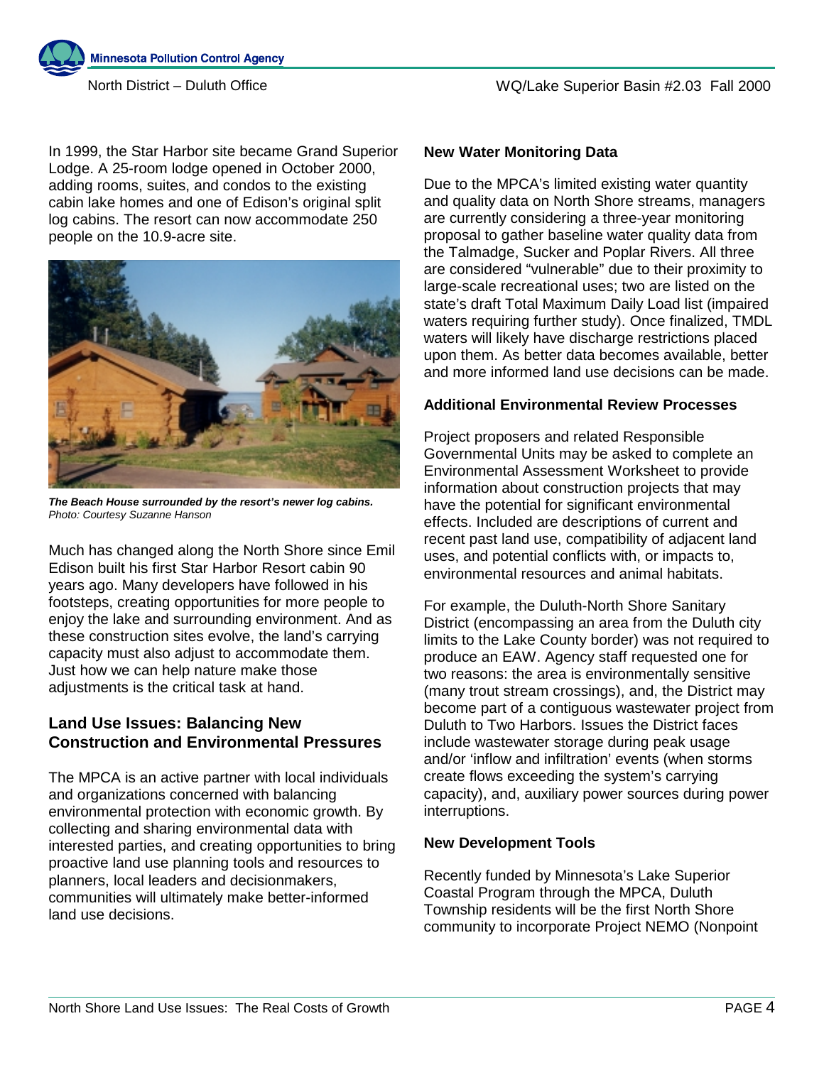In 1999, the Star Harbor site became Grand Superior Lodge. A 25-room lodge opened in October 2000, adding rooms, suites, and condos to the existing cabin lake homes and one of Edison's original split log cabins. The resort can now accommodate 250 people on the 10.9-acre site.

***The Beach House surrounded by the resort's newer log cabins.***
*Photo: Courtesy Suzanne Hanson*

Much has changed along the North Shore since Emil Edison built his first Star Harbor Resort cabin 90 years ago. Many developers have followed in his footsteps, creating opportunities for more people to enjoy the lake and surrounding environment. And as these construction sites evolve, the land's carrying capacity must also adjust to accommodate them. Just how we can help nature make those adjustments is the critical task at hand.

## Land Use Issues: Balancing New Construction and Environmental Pressures

The MPCA is an active partner with local individuals and organizations concerned with balancing environmental protection with economic growth. By collecting and sharing environmental data with interested parties, and creating opportunities to bring proactive land use planning tools and resources to planners, local leaders and decisionmakers, communities will ultimately make better-informed land use decisions.

### New Water Monitoring Data

Due to the MPCA's limited existing water quantity and quality data on North Shore streams, managers are currently considering a three-year monitoring proposal to gather baseline water quality data from the Talmadge, Sucker and Poplar Rivers. All three are considered "vulnerable" due to their proximity to large-scale recreational uses; two are listed on the state's draft Total Maximum Daily Load list (impaired waters requiring further study). Once finalized, TMDL waters will likely have discharge restrictions placed upon them. As better data becomes available, better and more informed land use decisions can be made.

### Additional Environmental Review Processes

Project proposers and related Responsible Governmental Units may be asked to complete an Environmental Assessment Worksheet to provide information about construction projects that may have the potential for significant environmental effects. Included are descriptions of current and recent past land use, compatibility of adjacent land uses, and potential conflicts with, or impacts to, environmental resources and animal habitats.

For example, the Duluth-North Shore Sanitary District (encompassing an area from the Duluth city limits to the Lake County border) was not required to produce an EAW. Agency staff requested one for two reasons: the area is environmentally sensitive (many trout stream crossings), and, the District may become part of a contiguous wastewater project from Duluth to Two Harbors. Issues the District faces include wastewater storage during peak usage and/or 'inflow and infiltration' events (when storms create flows exceeding the system's carrying capacity), and, auxiliary power sources during power interruptions.

### New Development Tools

Recently funded by Minnesota's Lake Superior Coastal Program through the MPCA, Duluth Township residents will be the first North Shore community to incorporate Project NEMO (Nonpoint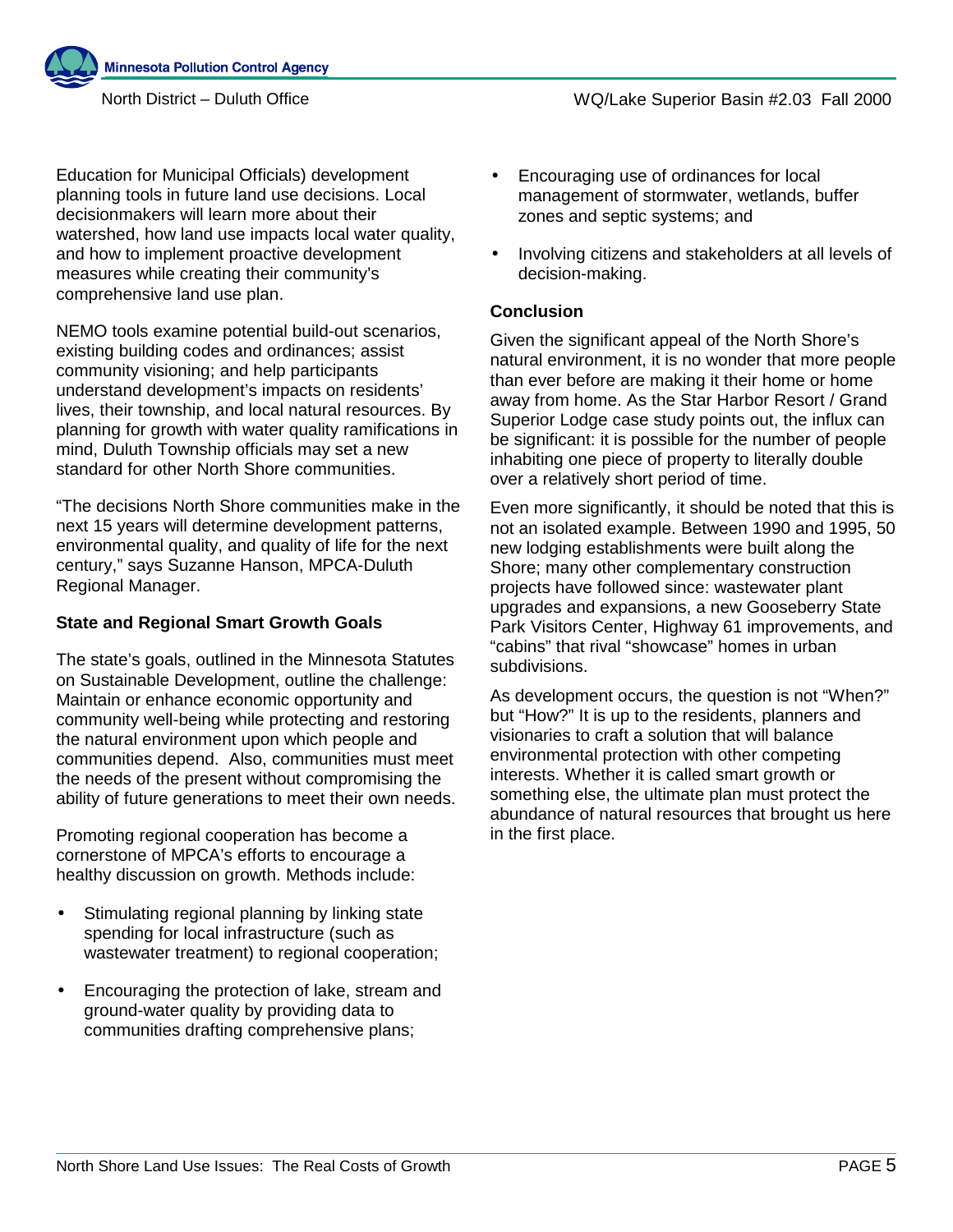Education for Municipal Officials) development planning tools in future land use decisions. Local decisionmakers will learn more about their watershed, how land use impacts local water quality, and how to implement proactive development measures while creating their community's comprehensive land use plan.

NEMO tools examine potential build-out scenarios, existing building codes and ordinances; assist community visioning; and help participants understand development's impacts on residents' lives, their township, and local natural resources. By planning for growth with water quality ramifications in mind, Duluth Township officials may set a new standard for other North Shore communities.

"The decisions North Shore communities make in the next 15 years will determine development patterns, environmental quality, and quality of life for the next century," says Suzanne Hanson, MPCA-Duluth Regional Manager.

**State and Regional Smart Growth Goals**

The state's goals, outlined in the Minnesota Statutes on Sustainable Development, outline the challenge: Maintain or enhance economic opportunity and community well-being while protecting and restoring the natural environment upon which people and communities depend. Also, communities must meet the needs of the present without compromising the ability of future generations to meet their own needs.

Promoting regional cooperation has become a cornerstone of MPCA's efforts to encourage a healthy discussion on growth. Methods include:

- Stimulating regional planning by linking state spending for local infrastructure (such as wastewater treatment) to regional cooperation;
- Encouraging the protection of lake, stream and ground-water quality by providing data to communities drafting comprehensive plans;
- Encouraging use of ordinances for local management of stormwater, wetlands, buffer zones and septic systems; and
- Involving citizens and stakeholders at all levels of decision-making.

**Conclusion**

Given the significant appeal of the North Shore's natural environment, it is no wonder that more people than ever before are making it their home or home away from home. As the Star Harbor Resort / Grand Superior Lodge case study points out, the influx can be significant: it is possible for the number of people inhabiting one piece of property to literally double over a relatively short period of time.

Even more significantly, it should be noted that this is not an isolated example. Between 1990 and 1995, 50 new lodging establishments were built along the Shore; many other complementary construction projects have followed since: wastewater plant upgrades and expansions, a new Gooseberry State Park Visitors Center, Highway 61 improvements, and "cabins" that rival "showcase" homes in urban subdivisions.

As development occurs, the question is not "When?" but "How?" It is up to the residents, planners and visionaries to craft a solution that will balance environmental protection with other competing interests. Whether it is called smart growth or something else, the ultimate plan must protect the abundance of natural resources that brought us here in the first place.